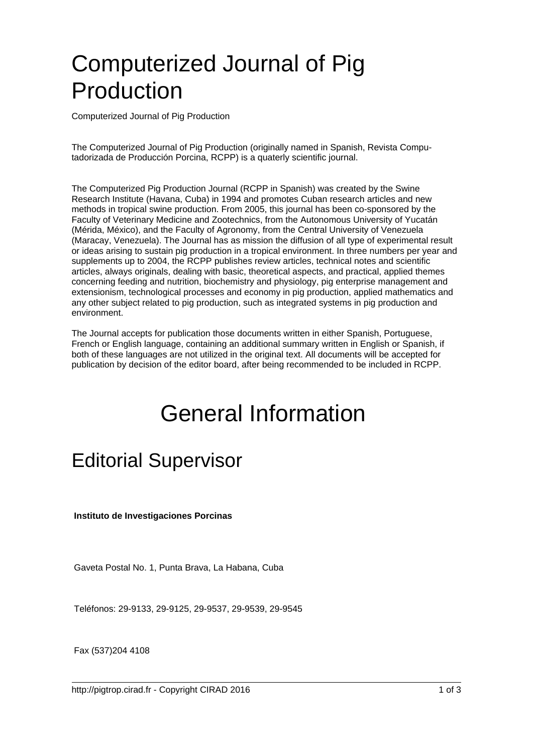# Computerized Journal of Pig Production

Computerized Journal of Pig Production

The Computerized Journal of Pig Production (originally named in Spanish, Revista Computadorizada de Producción Porcina, RCPP) is a quaterly scientific journal.

The Computerized Pig Production Journal (RCPP in Spanish) was created by the Swine Research Institute (Havana, Cuba) in 1994 and promotes Cuban research articles and new methods in tropical swine production. From 2005, this journal has been co-sponsored by the Faculty of Veterinary Medicine and Zootechnics, from the Autonomous University of Yucatán (Mérida, México), and the Faculty of Agronomy, from the Central University of Venezuela (Maracay, Venezuela). The Journal has as mission the diffusion of all type of experimental result or ideas arising to sustain pig production in a tropical environment. In three numbers per year and supplements up to 2004, the RCPP publishes review articles, technical notes and scientific articles, always originals, dealing with basic, theoretical aspects, and practical, applied themes concerning feeding and nutrition, biochemistry and physiology, pig enterprise management and extensionism, technological processes and economy in pig production, applied mathematics and any other subject related to pig production, such as integrated systems in pig production and environment.

The Journal accepts for publication those documents written in either Spanish, Portuguese, French or English language, containing an additional summary written in English or Spanish, if both of these languages are not utilized in the original text. All documents will be accepted for publication by decision of the editor board, after being recommended to be included in RCPP.

# General Information

## Editorial Supervisor

**Instituto de Investigaciones Porcinas**

Gaveta Postal No. 1, Punta Brava, La Habana, Cuba

Teléfonos: 29-9133, 29-9125, 29-9537, 29-9539, 29-9545

Fax (537)204 4108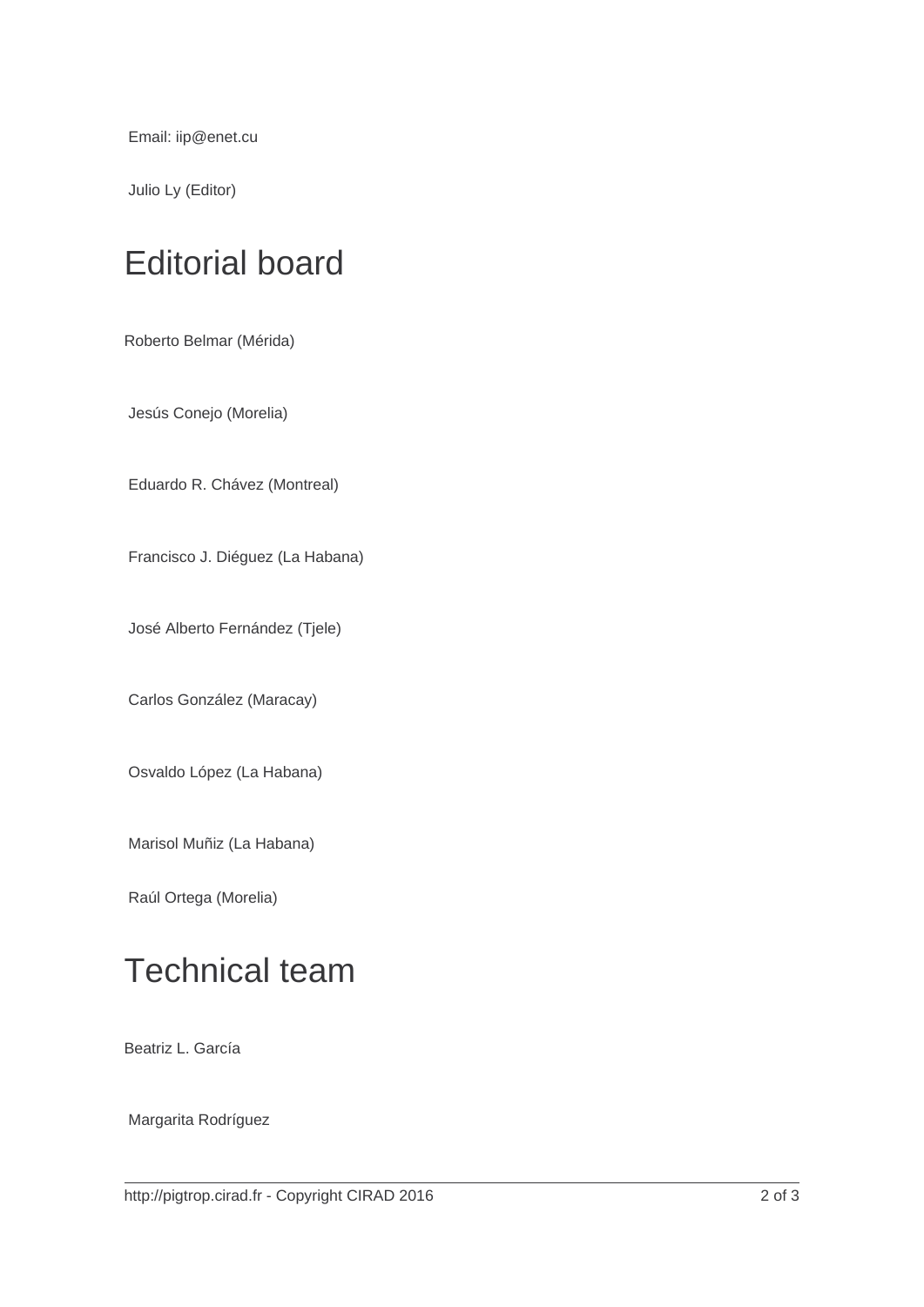Email: iip@enet.cu

Julio Ly (Editor)

# Editorial board

Roberto Belmar (Mérida)

Jesús Conejo (Morelia)

Eduardo R. Chávez (Montreal)

Francisco J. Diéguez (La Habana)

José Alberto Fernández (Tjele)

Carlos González (Maracay)

Osvaldo López (La Habana)

Marisol Muñiz (La Habana)

Raúl Ortega (Morelia)

# Technical team

Beatriz L. García

Margarita Rodríguez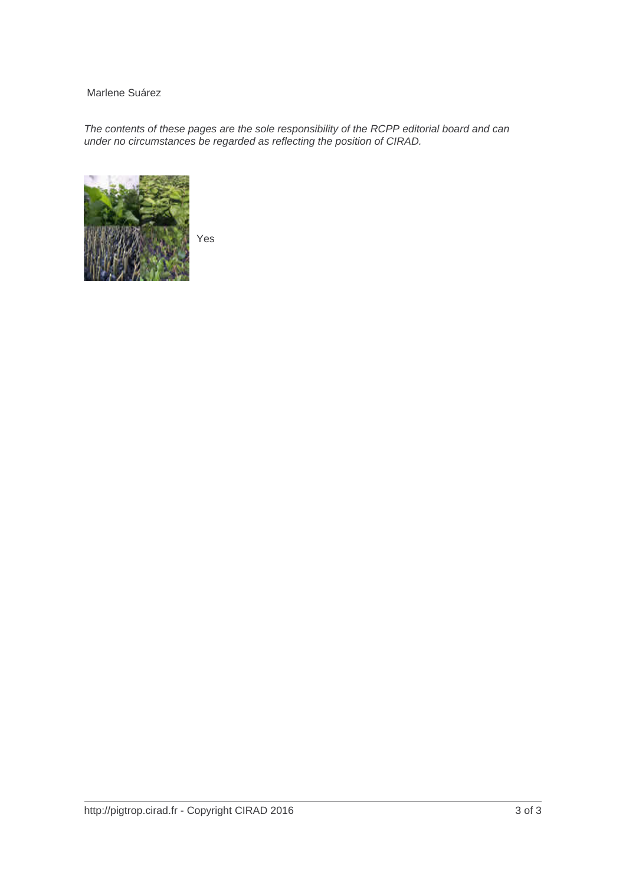Marlene Suárez

*The contents of these pages are the sole responsibility of the RCPP editorial board and can under no circumstances be regarded as reflecting the position of CIRAD.*

Yes